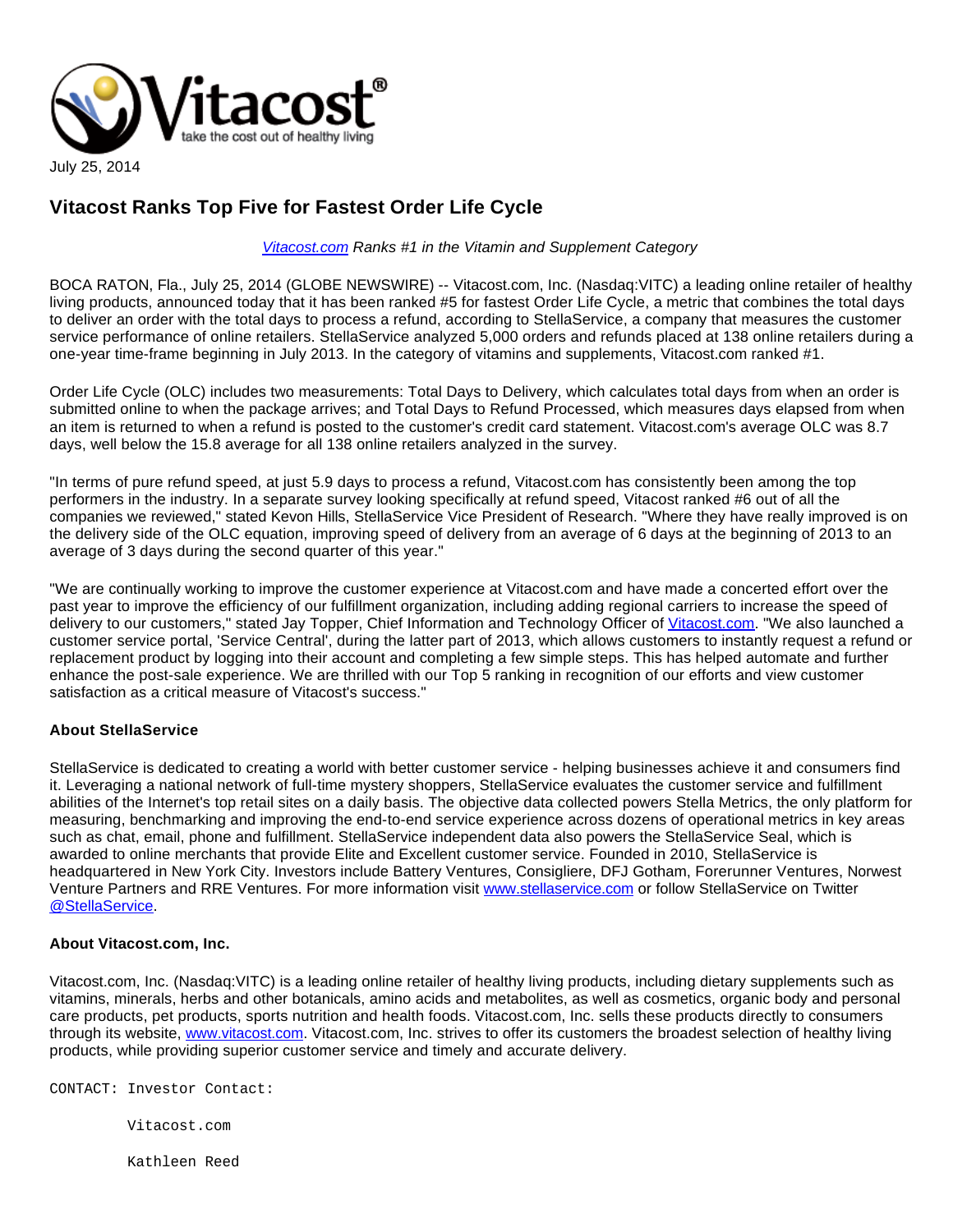July 25, 2014

# Vitacost Ranks Top Five for Fastest Order Life Cycle

*Vitacost.com Ranks #1 in the Vitamin and Supplement Category*

BOCA RATON, Fla., July 25, 2014 (GLOBE NEWSWIRE) -- Vitacost.com, Inc. (Nasdaq:VITC) a leading online retailer of healthy living products, announced today that it has been ranked #5 for fastest Order Life Cycle, a metric that combines the total days to deliver an order with the total days to process a refund, according to StellaService, a company that measures the customer service performance of online retailers. StellaService analyzed 5,000 orders and refunds placed at 138 online retailers during a one-year time-frame beginning in July 2013. In the category of vitamins and supplements, Vitacost.com ranked #1.

Order Life Cycle (OLC) includes two measurements: Total Days to Delivery, which calculates total days from when an order is submitted online to when the package arrives; and Total Days to Refund Processed, which measures days elapsed from when an item is returned to when a refund is posted to the customer's credit card statement. Vitacost.com's average OLC was 8.7 days, well below the 15.8 average for all 138 online retailers analyzed in the survey.

"In terms of pure refund speed, at just 5.9 days to process a refund, Vitacost.com has consistently been among the top performers in the industry. In a separate survey looking specifically at refund speed, Vitacost ranked #6 out of all the companies we reviewed," stated Kevon Hills, StellaService Vice President of Research. "Where they have really improved is on the delivery side of the OLC equation, improving speed of delivery from an average of 6 days at the beginning of 2013 to an average of 3 days during the second quarter of this year."

"We are continually working to improve the customer experience at Vitacost.com and have made a concerted effort over the past year to improve the efficiency of our fulfillment organization, including adding regional carriers to increase the speed of delivery to our customers," stated Jay Topper, Chief Information and Technology Officer of Vitacost.com. "We also launched a customer service portal, 'Service Central', during the latter part of 2013, which allows customers to instantly request a refund or replacement product by logging into their account and completing a few simple steps. This has helped automate and further enhance the post-sale experience. We are thrilled with our Top 5 ranking in recognition of our efforts and view customer satisfaction as a critical measure of Vitacost's success."

**About StellaService**

StellaService is dedicated to creating a world with better customer service - helping businesses achieve it and consumers find it. Leveraging a national network of full-time mystery shoppers, StellaService evaluates the customer service and fulfillment abilities of the Internet's top retail sites on a daily basis. The objective data collected powers Stella Metrics, the only platform for measuring, benchmarking and improving the end-to-end service experience across dozens of operational metrics in key areas such as chat, email, phone and fulfillment. StellaService independent data also powers the StellaService Seal, which is awarded to online merchants that provide Elite and Excellent customer service. Founded in 2010, StellaService is headquartered in New York City. Investors include Battery Ventures, Consigliere, DFJ Gotham, Forerunner Ventures, Norwest Venture Partners and RRE Ventures. For more information visit www.stellaservice.com or follow StellaService on Twitter @StellaService.

**About Vitacost.com, Inc.**

Vitacost.com, Inc. (Nasdaq:VITC) is a leading online retailer of healthy living products, including dietary supplements such as vitamins, minerals, herbs and other botanicals, amino acids and metabolites, as well as cosmetics, organic body and personal care products, pet products, sports nutrition and health foods. Vitacost.com, Inc. sells these products directly to consumers through its website, www.vitacost.com. Vitacost.com, Inc. strives to offer its customers the broadest selection of healthy living products, while providing superior customer service and timely and accurate delivery.

```
CONTACT: Investor Contact:

         Vitacost.com

         Kathleen Reed
```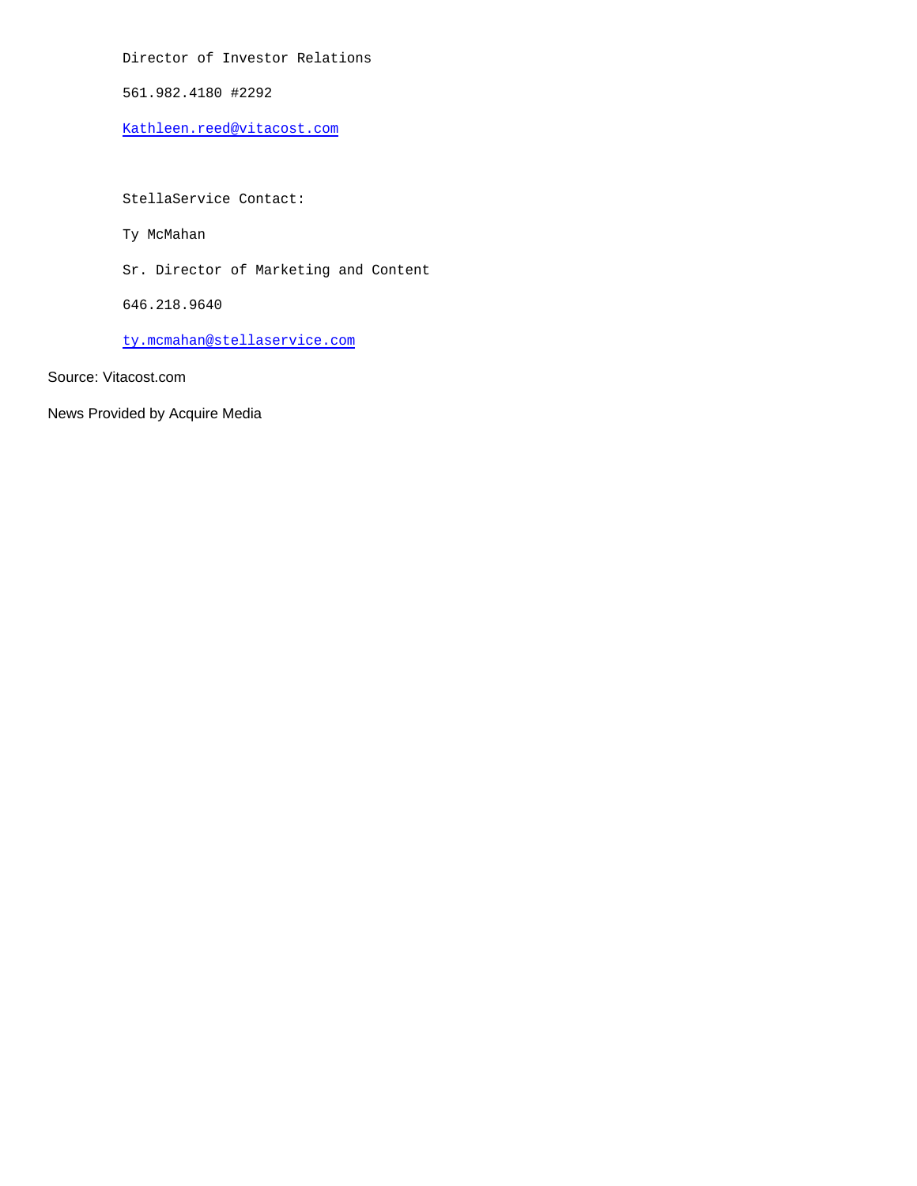Director of Investor Relations

561.982.4180 #2292

Kathleen.reed@vitacost.com

StellaService Contact:

Ty McMahan

Sr. Director of Marketing and Content

646.218.9640

ty.mcmahan@stellaservice.com

Source: Vitacost.com

News Provided by Acquire Media